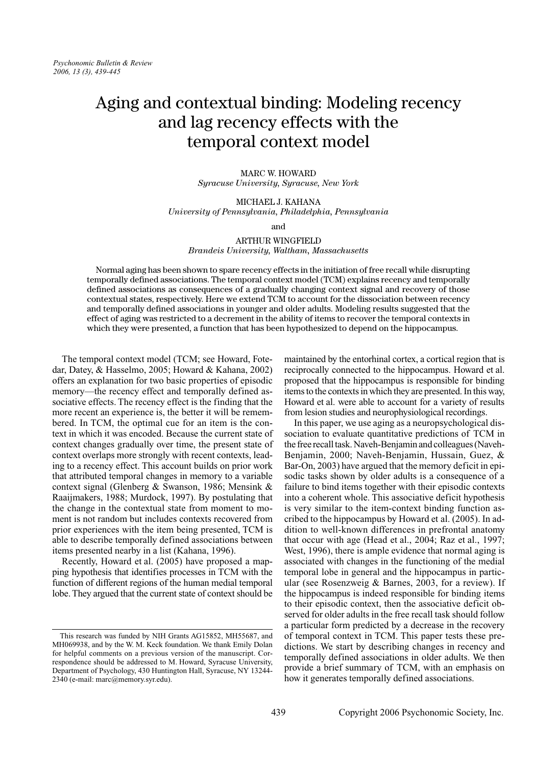# Aging and contextual binding: Modeling recency and lag recency effects with the temporal context model

MARC W. HOWARD
*Syracuse University, Syracuse, New York*

MICHAEL J. KAHANA
*University of Pennsylvania, Philadelphia, Pennsylvania*

and

ARTHUR WINGFIELD
*Brandeis University, Waltham, Massachusetts*

Normal aging has been shown to spare recency effects in the initiation of free recall while disrupting temporally defined associations. The temporal context model (TCM) explains recency and temporally defined associations as consequences of a gradually changing context signal and recovery of those contextual states, respectively. Here we extend TCM to account for the dissociation between recency and temporally defined associations in younger and older adults. Modeling results suggested that the effect of aging was restricted to a decrement in the ability of items to recover the temporal contexts in which they were presented, a function that has been hypothesized to depend on the hippocampus.

The temporal context model (TCM; see Howard, Fotedar, Datey, & Hasselmo, 2005; Howard & Kahana, 2002) offers an explanation for two basic properties of episodic memory—the recency effect and temporally defined associative effects. The recency effect is the finding that the more recent an experience is, the better it will be remembered. In TCM, the optimal cue for an item is the context in which it was encoded. Because the current state of context changes gradually over time, the present state of context overlaps more strongly with recent contexts, leading to a recency effect. This account builds on prior work that attributed temporal changes in memory to a variable context signal (Glenberg & Swanson, 1986; Mensink & Raaijmakers, 1988; Murdock, 1997). By postulating that the change in the contextual state from moment to moment is not random but includes contexts recovered from prior experiences with the item being presented, TCM is able to describe temporally defined associations between items presented nearby in a list (Kahana, 1996).

Recently, Howard et al. (2005) have proposed a mapping hypothesis that identifies processes in TCM with the function of different regions of the human medial temporal lobe. They argued that the current state of context should be maintained by the entorhinal cortex, a cortical region that is reciprocally connected to the hippocampus. Howard et al. proposed that the hippocampus is responsible for binding items to the contexts in which they are presented. In this way, Howard et al. were able to account for a variety of results from lesion studies and neurophysiological recordings.

In this paper, we use aging as a neuropsychological dissociation to evaluate quantitative predictions of TCM in the free recall task. Naveh-Benjamin and colleagues (Naveh-Benjamin, 2000; Naveh-Benjamin, Hussain, Guez, & Bar-On, 2003) have argued that the memory deficit in episodic tasks shown by older adults is a consequence of a failure to bind items together with their episodic contexts into a coherent whole. This associative deficit hypothesis is very similar to the item-context binding function ascribed to the hippocampus by Howard et al. (2005). In addition to well-known differences in prefrontal anatomy that occur with age (Head et al., 2004; Raz et al., 1997; West, 1996), there is ample evidence that normal aging is associated with changes in the functioning of the medial temporal lobe in general and the hippocampus in particular (see Rosenzweig & Barnes, 2003, for a review). If the hippocampus is indeed responsible for binding items to their episodic context, then the associative deficit observed for older adults in the free recall task should follow a particular form predicted by a decrease in the recovery of temporal context in TCM. This paper tests these predictions. We start by describing changes in recency and temporally defined associations in older adults. We then provide a brief summary of TCM, with an emphasis on how it generates temporally defined associations.

This research was funded by NIH Grants AG15852, MH55687, and MH069938, and by the W. M. Keck foundation. We thank Emily Dolan for helpful comments on a previous version of the manuscript. Correspondence should be addressed to M. Howard, Syracuse University, Department of Psychology, 430 Huntington Hall, Syracuse, NY 13244-2340 (e-mail: marc@memory.syr.edu).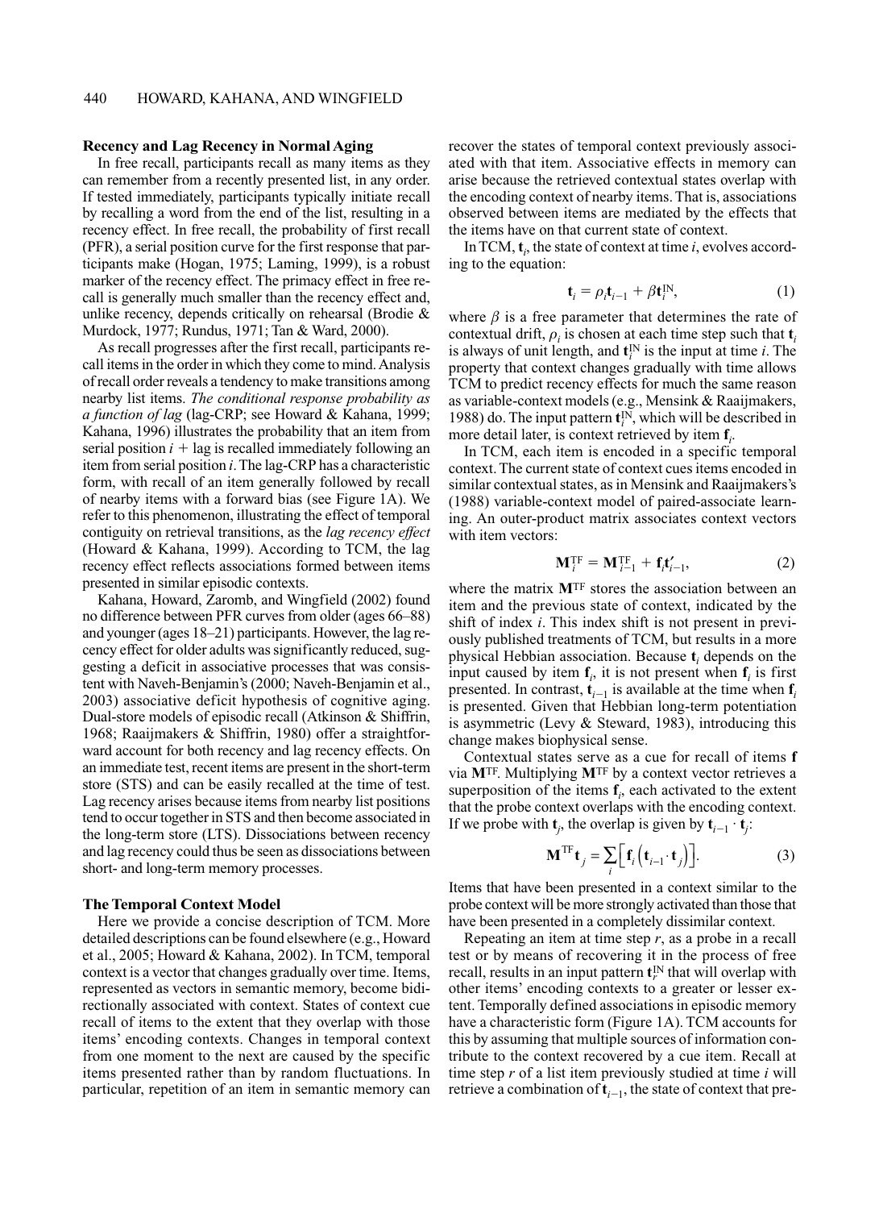### Recency and Lag Recency in Normal Aging

In free recall, participants recall as many items as they can remember from a recently presented list, in any order. If tested immediately, participants typically initiate recall by recalling a word from the end of the list, resulting in a recency effect. In free recall, the probability of first recall (PFR), a serial position curve for the first response that participants make (Hogan, 1975; Laming, 1999), is a robust marker of the recency effect. The primacy effect in free recall is generally much smaller than the recency effect and, unlike recency, depends critically on rehearsal (Brodie & Murdock, 1977; Rundus, 1971; Tan & Ward, 2000).

As recall progresses after the first recall, participants recall items in the order in which they come to mind. Analysis of recall order reveals a tendency to make transitions among nearby list items. *The conditional response probability as a function of lag* (lag-CRP; see Howard & Kahana, 1999; Kahana, 1996) illustrates the probability that an item from serial position $i$ + lag is recalled immediately following an item from serial position $i$. The lag-CRP has a characteristic form, with recall of an item generally followed by recall of nearby items with a forward bias (see Figure 1A). We refer to this phenomenon, illustrating the effect of temporal contiguity on retrieval transitions, as the *lag recency effect* (Howard & Kahana, 1999). According to TCM, the lag recency effect reflects associations formed between items presented in similar episodic contexts.

Kahana, Howard, Zaromb, and Wingfield (2002) found no difference between PFR curves from older (ages 66–88) and younger (ages 18–21) participants. However, the lag recency effect for older adults was significantly reduced, suggesting a deficit in associative processes that was consistent with Naveh-Benjamin's (2000; Naveh-Benjamin et al., 2003) associative deficit hypothesis of cognitive aging. Dual-store models of episodic recall (Atkinson & Shiffrin, 1968; Raaijmakers & Shiffrin, 1980) offer a straightforward account for both recency and lag recency effects. On an immediate test, recent items are present in the short-term store (STS) and can be easily recalled at the time of test. Lag recency arises because items from nearby list positions tend to occur together in STS and then become associated in the long-term store (LTS). Dissociations between recency and lag recency could thus be seen as dissociations between short- and long-term memory processes.

### The Temporal Context Model

Here we provide a concise description of TCM. More detailed descriptions can be found elsewhere (e.g., Howard et al., 2005; Howard & Kahana, 2002). In TCM, temporal context is a vector that changes gradually over time. Items, represented as vectors in semantic memory, become bidirectionally associated with context. States of context cue recall of items to the extent that they overlap with those items' encoding contexts. Changes in temporal context from one moment to the next are caused by the specific items presented rather than by random fluctuations. In particular, repetition of an item in semantic memory can recover the states of temporal context previously associated with that item. Associative effects in memory can arise because the retrieved contextual states overlap with the encoding context of nearby items. That is, associations observed between items are mediated by the effects that the items have on that current state of context.

In TCM, $\mathbf{t}_i$, the state of context at time $i$, evolves according to the equation:

$$\mathbf{t}_i = \rho_i \mathbf{t}_{i-1} + \beta \mathbf{t}_i^{\mathrm{IN}}, \tag{1}$$

where $\beta$ is a free parameter that determines the rate of contextual drift, $\rho_i$ is chosen at each time step such that $\mathbf{t}_i$ is always of unit length, and $\mathbf{t}_i^{\mathrm{IN}}$ is the input at time $i$. The property that context changes gradually with time allows TCM to predict recency effects for much the same reason as variable-context models (e.g., Mensink & Raaijmakers, 1988) do. The input pattern $\mathbf{t}_i^{\mathrm{IN}}$, which will be described in more detail later, is context retrieved by item $\mathbf{f}_i$.

In TCM, each item is encoded in a specific temporal context. The current state of context cues items encoded in similar contextual states, as in Mensink and Raaijmakers's (1988) variable-context model of paired-associate learning. An outer-product matrix associates context vectors with item vectors:

$$\mathbf{M}_i^{\mathrm{TF}} = \mathbf{M}_{i-1}^{\mathrm{TF}} + \mathbf{f}_i \mathbf{t}'_{i-1}, \tag{2}$$

where the matrix $\mathbf{M}^{\mathrm{TF}}$ stores the association between an item and the previous state of context, indicated by the shift of index $i$. This index shift is not present in previously published treatments of TCM, but results in a more physical Hebbian association. Because $\mathbf{t}_i$ depends on the input caused by item $\mathbf{f}_i$, it is not present when $\mathbf{f}_i$ is first presented. In contrast, $\mathbf{t}_{i-1}$ is available at the time when $\mathbf{f}_i$ is presented. Given that Hebbian long-term potentiation is asymmetric (Levy & Steward, 1983), introducing this change makes biophysical sense.

Contextual states serve as a cue for recall of items $\mathbf{f}$ via $\mathbf{M}^{\mathrm{TF}}$. Multiplying $\mathbf{M}^{\mathrm{TF}}$ by a context vector retrieves a superposition of the items $\mathbf{f}_i$, each activated to the extent that the probe context overlaps with the encoding context. If we probe with $\mathbf{t}_j$, the overlap is given by $\mathbf{t}_{i-1} \cdot \mathbf{t}_j$:

$$\mathbf{M}^{\mathrm{TF}} \mathbf{t}_j = \sum_i \left[ \mathbf{f}_i \left( \mathbf{t}_{i-1} \cdot \mathbf{t}_j \right) \right]. \tag{3}$$

Items that have been presented in a context similar to the probe context will be more strongly activated than those that have been presented in a completely dissimilar context.

Repeating an item at time step $r$, as a probe in a recall test or by means of recovering it in the process of free recall, results in an input pattern $\mathbf{t}_r^{\mathrm{IN}}$ that will overlap with other items' encoding contexts to a greater or lesser extent. Temporally defined associations in episodic memory have a characteristic form (Figure 1A). TCM accounts for this by assuming that multiple sources of information contribute to the context recovered by a cue item. Recall at time step $r$ of a list item previously studied at time $i$ will retrieve a combination of $\mathbf{t}_{i-1}$, the state of context that pre-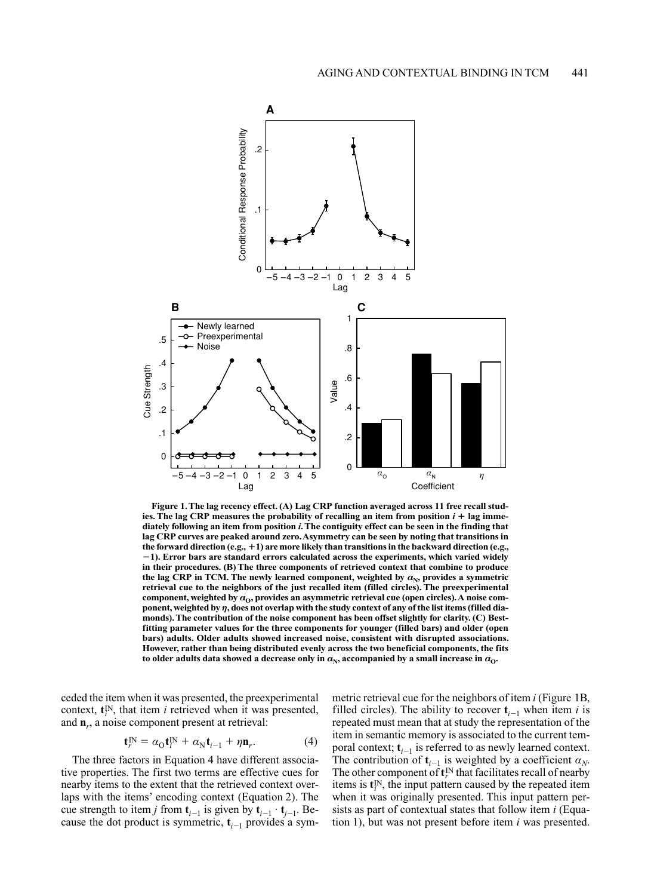**Figure 1. The lag recency effect. (A) Lag CRP function averaged across 11 free recall studies. The lag CRP measures the probability of recalling an item from position $i$ + lag immediately following an item from position $i$. The contiguity effect can be seen in the finding that lag CRP curves are peaked around zero. Asymmetry can be seen by noting that transitions in the forward direction (e.g., +1) are more likely than transitions in the backward direction (e.g., −1). Error bars are standard errors calculated across the experiments, which varied widely in their procedures. (B) The three components of retrieved context that combine to produce the lag CRP in TCM. The newly learned component, weighted by $\alpha_N$, provides a symmetric retrieval cue to the neighbors of the just recalled item (filled circles). The preexperimental component, weighted by $\alpha_O$, provides an asymmetric retrieval cue (open circles). A noise component, weighted by $\eta$, does not overlap with the study context of any of the list items (filled diamonds). The contribution of the noise component has been offset slightly for clarity. (C) Best-fitting parameter values for the three components for younger (filled bars) and older (open bars) adults. Older adults showed increased noise, consistent with disrupted associations. However, rather than being distributed evenly across the two beneficial components, the fits to older adults data showed a decrease only in $\alpha_N$, accompanied by a small increase in $\alpha_O$.**

ceded the item when it was presented, the preexperimental context, $\mathbf{t}_i^{IN}$, that item $i$ retrieved when it was presented, and $\mathbf{n}_r$, a noise component present at retrieval:

$$\mathbf{t}_r^{IN} = \alpha_O \mathbf{t}_i^{IN} + \alpha_N \mathbf{t}_{i-1} + \eta \mathbf{n}_r. \tag{4}$$

The three factors in Equation 4 have different associative properties. The first two terms are effective cues for nearby items to the extent that the retrieved context overlaps with the items' encoding context (Equation 2). The cue strength to item $j$ from $\mathbf{t}_{i-1}$ is given by $\mathbf{t}_{i-1} \cdot \mathbf{t}_{j-1}$. Because the dot product is symmetric, $\mathbf{t}_{i-1}$ provides a symmetric retrieval cue for the neighbors of item $i$ (Figure 1B, filled circles). The ability to recover $\mathbf{t}_{i-1}$ when item $i$ is repeated must mean that at study the representation of the item in semantic memory is associated to the current temporal context; $\mathbf{t}_{i-1}$ is referred to as newly learned context. The contribution of $\mathbf{t}_{i-1}$ is weighted by a coefficient $\alpha_N$. The other component of $\mathbf{t}_r^{IN}$ that facilitates recall of nearby items is $\mathbf{t}_i^{IN}$, the input pattern caused by the repeated item when it was originally presented. This input pattern persists as part of contextual states that follow item $i$ (Equation 1), but was not present before item $i$ was presented.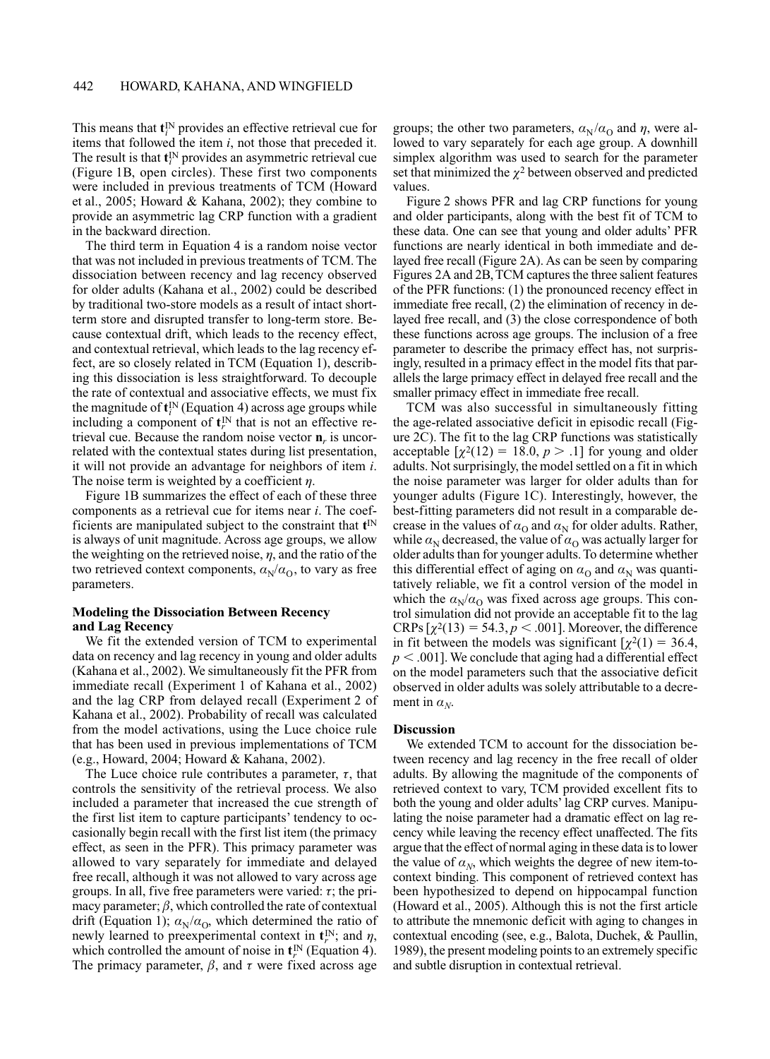This means that $\mathbf{t}_i^{\mathrm{IN}}$ provides an effective retrieval cue for items that followed the item *i*, not those that preceded it. The result is that $\mathbf{t}_i^{\mathrm{IN}}$ provides an asymmetric retrieval cue (Figure 1B, open circles). These first two components were included in previous treatments of TCM (Howard et al., 2005; Howard & Kahana, 2002); they combine to provide an asymmetric lag CRP function with a gradient in the backward direction.

The third term in Equation 4 is a random noise vector that was not included in previous treatments of TCM. The dissociation between recency and lag recency observed for older adults (Kahana et al., 2002) could be described by traditional two-store models as a result of intact short-term store and disrupted transfer to long-term store. Because contextual drift, which leads to the recency effect, and contextual retrieval, which leads to the lag recency effect, are so closely related in TCM (Equation 1), describing this dissociation is less straightforward. To decouple the rate of contextual and associative effects, we must fix the magnitude of $\mathbf{t}_i^{\mathrm{IN}}$ (Equation 4) across age groups while including a component of $\mathbf{t}_r^{\mathrm{IN}}$ that is not an effective retrieval cue. Because the random noise vector $\mathbf{n}_r$ is uncorrelated with the contextual states during list presentation, it will not provide an advantage for neighbors of item *i*. The noise term is weighted by a coefficient $\eta$.

Figure 1B summarizes the effect of each of these three components as a retrieval cue for items near *i*. The coefficients are manipulated subject to the constraint that $\mathbf{t}^{\mathrm{IN}}$ is always of unit magnitude. Across age groups, we allow the weighting on the retrieved noise, $\eta$, and the ratio of the two retrieved context components, $\alpha_{\mathrm{N}}/\alpha_{\mathrm{O}}$, to vary as free parameters.

### Modeling the Dissociation Between Recency and Lag Recency

We fit the extended version of TCM to experimental data on recency and lag recency in young and older adults (Kahana et al., 2002). We simultaneously fit the PFR from immediate recall (Experiment 1 of Kahana et al., 2002) and the lag CRP from delayed recall (Experiment 2 of Kahana et al., 2002). Probability of recall was calculated from the model activations, using the Luce choice rule that has been used in previous implementations of TCM (e.g., Howard, 2004; Howard & Kahana, 2002).

The Luce choice rule contributes a parameter, $\tau$, that controls the sensitivity of the retrieval process. We also included a parameter that increased the cue strength of the first list item to capture participants' tendency to occasionally begin recall with the first list item (the primacy effect, as seen in the PFR). This primacy parameter was allowed to vary separately for immediate and delayed free recall, although it was not allowed to vary across age groups. In all, five free parameters were varied: $\tau$; the primacy parameter; $\beta$, which controlled the rate of contextual drift (Equation 1); $\alpha_{\mathrm{N}}/\alpha_{\mathrm{O}}$, which determined the ratio of newly learned to preexperimental context in $\mathbf{t}_r^{\mathrm{IN}}$; and $\eta$, which controlled the amount of noise in $\mathbf{t}_r^{\mathrm{IN}}$ (Equation 4). The primacy parameter, $\beta$, and $\tau$ were fixed across age groups; the other two parameters, $\alpha_{\mathrm{N}}/\alpha_{\mathrm{O}}$ and $\eta$, were allowed to vary separately for each age group. A downhill simplex algorithm was used to search for the parameter set that minimized the $\chi^2$ between observed and predicted values.

Figure 2 shows PFR and lag CRP functions for young and older participants, along with the best fit of TCM to these data. One can see that young and older adults' PFR functions are nearly identical in both immediate and delayed free recall (Figure 2A). As can be seen by comparing Figures 2A and 2B, TCM captures the three salient features of the PFR functions: (1) the pronounced recency effect in immediate free recall, (2) the elimination of recency in delayed free recall, and (3) the close correspondence of both these functions across age groups. The inclusion of a free parameter to describe the primacy effect has, not surprisingly, resulted in a primacy effect in the model fits that parallels the large primacy effect in delayed free recall and the smaller primacy effect in immediate free recall.

TCM was also successful in simultaneously fitting the age-related associative deficit in episodic recall (Figure 2C). The fit to the lag CRP functions was statistically acceptable [$\chi^2(12) = 18.0$, $p > .1$] for young and older adults. Not surprisingly, the model settled on a fit in which the noise parameter was larger for older adults than for younger adults (Figure 1C). Interestingly, however, the best-fitting parameters did not result in a comparable decrease in the values of $\alpha_{\mathrm{O}}$ and $\alpha_{\mathrm{N}}$ for older adults. Rather, while $\alpha_{\mathrm{N}}$ decreased, the value of $\alpha_{\mathrm{O}}$ was actually larger for older adults than for younger adults. To determine whether this differential effect of aging on $\alpha_{\mathrm{O}}$ and $\alpha_{\mathrm{N}}$ was quantitatively reliable, we fit a control version of the model in which the $\alpha_{\mathrm{N}}/\alpha_{\mathrm{O}}$ was fixed across age groups. This control simulation did not provide an acceptable fit to the lag CRPs [$\chi^2(13) = 54.3$, $p < .001$]. Moreover, the difference in fit between the models was significant [$\chi^2(1) = 36.4$, $p < .001$]. We conclude that aging had a differential effect on the model parameters such that the associative deficit observed in older adults was solely attributable to a decrement in $\alpha_N$.

### Discussion

We extended TCM to account for the dissociation between recency and lag recency in the free recall of older adults. By allowing the magnitude of the components of retrieved context to vary, TCM provided excellent fits to both the young and older adults' lag CRP curves. Manipulating the noise parameter had a dramatic effect on lag recency while leaving the recency effect unaffected. The fits argue that the effect of normal aging in these data is to lower the value of $\alpha_N$, which weights the degree of new item-to-context binding. This component of retrieved context has been hypothesized to depend on hippocampal function (Howard et al., 2005). Although this is not the first article to attribute the mnemonic deficit with aging to changes in contextual encoding (see, e.g., Balota, Duchek, & Paullin, 1989), the present modeling points to an extremely specific and subtle disruption in contextual retrieval.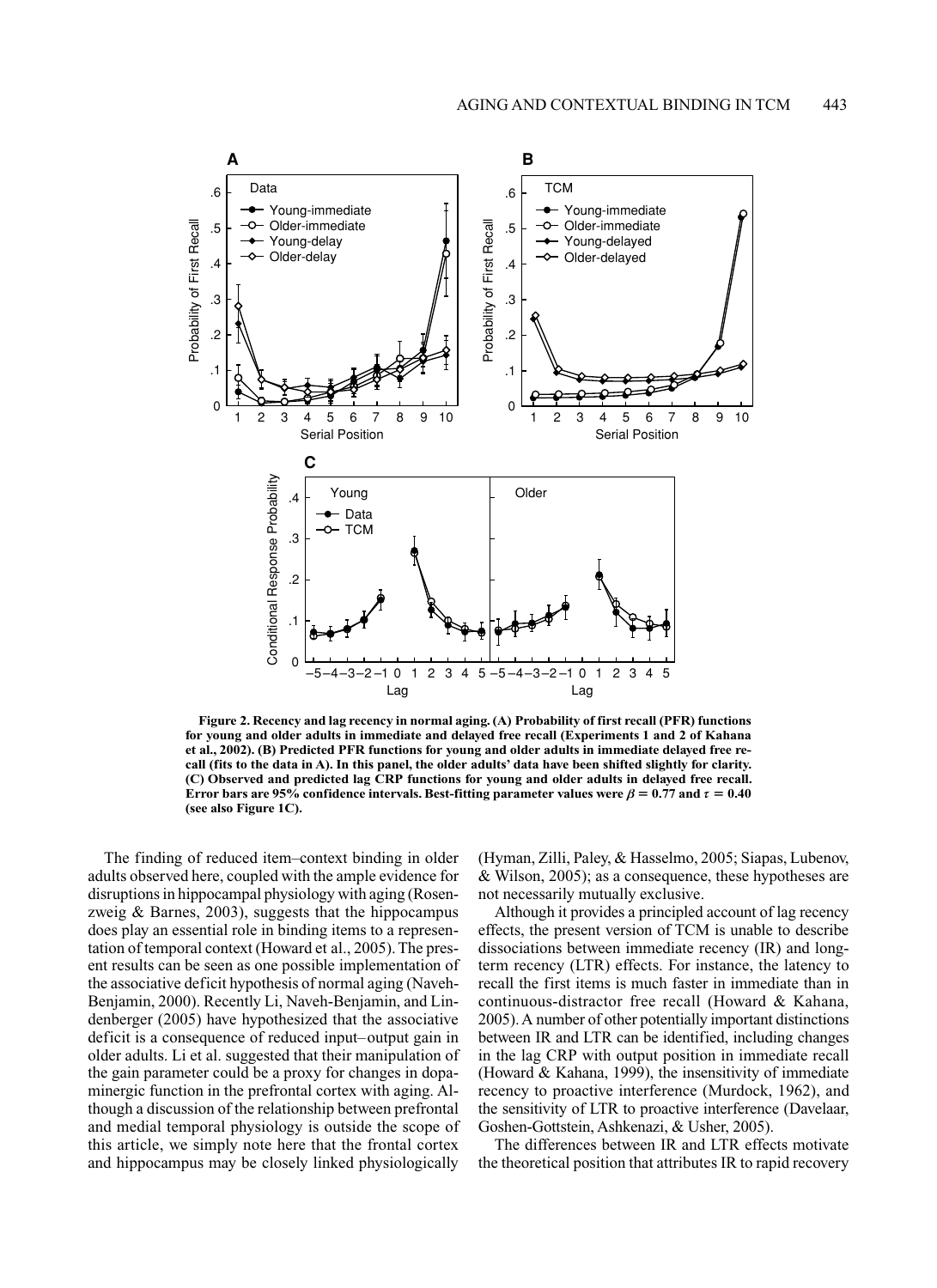**Figure 2. Recency and lag recency in normal aging. (A) Probability of first recall (PFR) functions for young and older adults in immediate and delayed free recall (Experiments 1 and 2 of Kahana et al., 2002). (B) Predicted PFR functions for young and older adults in immediate delayed free recall (fits to the data in A). In this panel, the older adults' data have been shifted slightly for clarity. (C) Observed and predicted lag CRP functions for young and older adults in delayed free recall. Error bars are 95% confidence intervals. Best-fitting parameter values were $\beta = 0.77$ and $\tau = 0.40$ (see also Figure 1C).**

The finding of reduced item–context binding in older adults observed here, coupled with the ample evidence for disruptions in hippocampal physiology with aging (Rosenzweig & Barnes, 2003), suggests that the hippocampus does play an essential role in binding items to a representation of temporal context (Howard et al., 2005). The present results can be seen as one possible implementation of the associative deficit hypothesis of normal aging (Naveh-Benjamin, 2000). Recently Li, Naveh-Benjamin, and Lindenberger (2005) have hypothesized that the associative deficit is a consequence of reduced input–output gain in older adults. Li et al. suggested that their manipulation of the gain parameter could be a proxy for changes in dopaminergic function in the prefrontal cortex with aging. Although a discussion of the relationship between prefrontal and medial temporal physiology is outside the scope of this article, we simply note here that the frontal cortex and hippocampus may be closely linked physiologically (Hyman, Zilli, Paley, & Hasselmo, 2005; Siapas, Lubenov, & Wilson, 2005); as a consequence, these hypotheses are not necessarily mutually exclusive.

Although it provides a principled account of lag recency effects, the present version of TCM is unable to describe dissociations between immediate recency (IR) and long-term recency (LTR) effects. For instance, the latency to recall the first items is much faster in immediate than in continuous-distractor free recall (Howard & Kahana, 2005). A number of other potentially important distinctions between IR and LTR can be identified, including changes in the lag CRP with output position in immediate recall (Howard & Kahana, 1999), the insensitivity of immediate recency to proactive interference (Murdock, 1962), and the sensitivity of LTR to proactive interference (Davelaar, Goshen-Gottstein, Ashkenazi, & Usher, 2005).

The differences between IR and LTR effects motivate the theoretical position that attributes IR to rapid recovery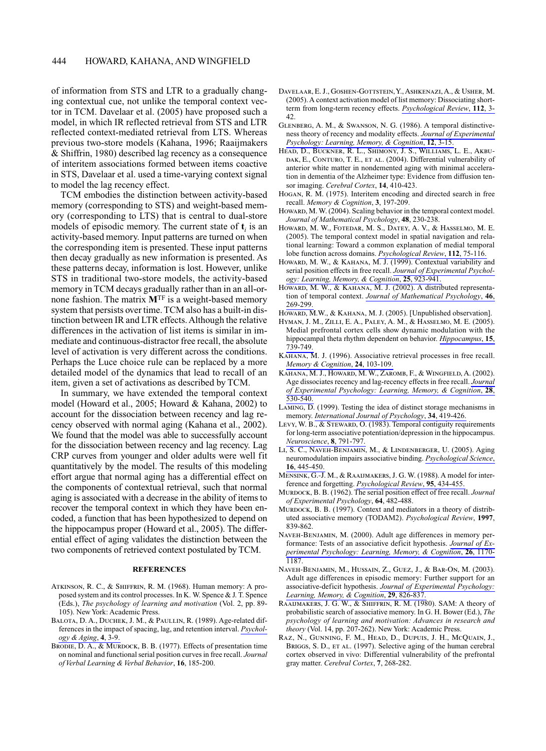of information from STS and LTR to a gradually changing contextual cue, not unlike the temporal context vector in TCM. Davelaar et al. (2005) have proposed such a model, in which IR reflected retrieval from STS and LTR reflected context-mediated retrieval from LTS. Whereas previous two-store models (Kahana, 1996; Raaijmakers & Shiffrin, 1980) described lag recency as a consequence of interitem associations formed between items coactive in STS, Davelaar et al. used a time-varying context signal to model the lag recency effect.

TCM embodies the distinction between activity-based memory (corresponding to STS) and weight-based memory (corresponding to LTS) that is central to dual-store models of episodic memory. The current state of $\mathbf{t}_i$ is an activity-based memory. Input patterns are turned on when the corresponding item is presented. These input patterns then decay gradually as new information is presented. As these patterns decay, information is lost. However, unlike STS in traditional two-store models, the activity-based memory in TCM decays gradually rather than in an all-or-none fashion. The matrix $\mathbf{M}^{\mathrm{TF}}$ is a weight-based memory system that persists over time. TCM also has a built-in distinction between IR and LTR effects. Although the relative differences in the activation of list items is similar in immediate and continuous-distractor free recall, the absolute level of activation is very different across the conditions. Perhaps the Luce choice rule can be replaced by a more detailed model of the dynamics that lead to recall of an item, given a set of activations as described by TCM.

In summary, we have extended the temporal context model (Howard et al., 2005; Howard & Kahana, 2002) to account for the dissociation between recency and lag recency observed with normal aging (Kahana et al., 2002). We found that the model was able to successfully account for the dissociation between recency and lag recency. Lag CRP curves from younger and older adults were well fit quantitatively by the model. The results of this modeling effort argue that normal aging has a differential effect on the components of contextual retrieval, such that normal aging is associated with a decrease in the ability of items to recover the temporal context in which they have been encoded, a function that has been hypothesized to depend on the hippocampus proper (Howard et al., 2005). The differential effect of aging validates the distinction between the two components of retrieved context postulated by TCM.

## REFERENCES

Atkinson, R. C., & Shiffrin, R. M. (1968). Human memory: A proposed system and its control processes. In K. W. Spence & J. T. Spence (Eds.), *The psychology of learning and motivation* (Vol. 2, pp. 89-105). New York: Academic Press.

Balota, D. A., Duchek, J. M., & Paullin, R. (1989). Age-related differences in the impact of spacing, lag, and retention interval. *Psychology & Aging*, **4**, 3-9.

Brodie, D. A., & Murdock, B. B. (1977). Effects of presentation time on nominal and functional serial position curves in free recall. *Journal of Verbal Learning & Verbal Behavior*, **16**, 185-200.

Davelaar, E. J., Goshen-Gottstein, Y., Ashkenazi, A., & Usher, M. (2005). A context activation model of list memory: Dissociating short-term from long-term recency effects. *Psychological Review*, **112**, 3-42.

Glenberg, A. M., & Swanson, N. G. (1986). A temporal distinctiveness theory of recency and modality effects. *Journal of Experimental Psychology: Learning, Memory, & Cognition*, **12**, 3-15.

Head, D., Buckner, R. L., Shimony, J. S., Williams, L. E., Akbudak, E., Conturo, T. E., et al. (2004). Differential vulnerability of anterior white matter in nondemented aging with minimal acceleration in dementia of the Alzheimer type: Evidence from diffusion tensor imaging. *Cerebral Cortex*, **14**, 410-423.

Hogan, R. M. (1975). Interitem encoding and directed search in free recall. *Memory & Cognition*, **3**, 197-209.

Howard, M. W. (2004). Scaling behavior in the temporal context model. *Journal of Mathematical Psychology*, **48**, 230-238.

Howard, M. W., Fotedar, M. S., Datey, A. V., & Hasselmo, M. E. (2005). The temporal context model in spatial navigation and relational learning: Toward a common explanation of medial temporal lobe function across domains. *Psychological Review*, **112**, 75-116.

Howard, M. W., & Kahana, M. J. (1999). Contextual variability and serial position effects in free recall. *Journal of Experimental Psychology: Learning, Memory, & Cognition*, **25**, 923-941.

Howard, M. W., & Kahana, M. J. (2002). A distributed representation of temporal context. *Journal of Mathematical Psychology*, **46**, 269-299.

Howard, M.W., & Kahana, M. J. (2005). [Unpublished observation].

Hyman, J. M., Zilli, E. A., Paley, A. M., & Hasselmo, M. E. (2005). Medial prefrontal cortex cells show dynamic modulation with the hippocampal theta rhythm dependent on behavior. *Hippocampus*, **15**, 739-749.

Kahana, M. J. (1996). Associative retrieval processes in free recall. *Memory & Cognition*, **24**, 103-109.

Kahana, M. J., Howard, M. W., Zaromb, F., & Wingfield, A. (2002). Age dissociates recency and lag-recency effects in free recall. *Journal of Experimental Psychology: Learning, Memory, & Cognition*, **28**, 530-540.

Laming, D. (1999). Testing the idea of distinct storage mechanisms in memory. *International Journal of Psychology*, **34**, 419-426.

Levy, W. B., & Steward, O. (1983). Temporal contiguity requirements for long-term associative potentiation/depression in the hippocampus. *Neuroscience*, **8**, 791-797.

Li, S. C., Naveh-Benjamin, M., & Lindenberger, U. (2005). Aging neuromodulation impairs associative binding. *Psychological Science*, **16**, 445-450.

Mensink, G.-J. M., & Raaijmakers, J. G. W. (1988). A model for interference and forgetting. *Psychological Review*, **95**, 434-455.

Murdock, B. B. (1962). The serial position effect of free recall. *Journal of Experimental Psychology*, **64**, 482-488.

Murdock, B. B. (1997). Context and mediators in a theory of distributed associative memory (TODAM2). *Psychological Review*, **1997**, 839-862.

Naveh-Benjamin, M. (2000). Adult age differences in memory performance: Tests of an associative deficit hypothesis. *Journal of Experimental Psychology: Learning, Memory, & Cognition*, **26**, 1170-1187.

Naveh-Benjamin, M., Hussain, Z., Guez, J., & Bar-On, M. (2003). Adult age differences in episodic memory: Further support for an associative-deficit hypothesis. *Journal of Experimental Psychology: Learning, Memory, & Cognition*, **29**, 826-837.

Raaijmakers, J. G. W., & Shiffrin, R. M. (1980). SAM: A theory of probabilistic search of associative memory. In G. H. Bower (Ed.), *The psychology of learning and motivation: Advances in research and theory* (Vol. 14, pp. 207-262). New York: Academic Press.

Raz, N., Gunning, F. M., Head, D., Dupuis, J. H., McQuain, J., Briggs, S. D., et al. (1997). Selective aging of the human cerebral cortex observed in vivo: Differential vulnerability of the prefrontal gray matter. *Cerebral Cortex*, **7**, 268-282.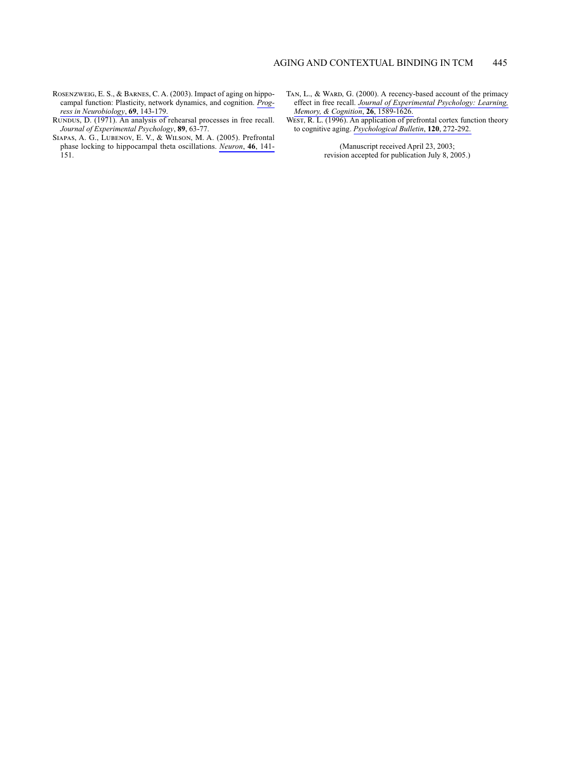Rosenzweig, E. S., & Barnes, C. A. (2003). Impact of aging on hippocampal function: Plasticity, network dynamics, and cognition. *Progress in Neurobiology*, **69**, 143-179.

Rundus, D. (1971). An analysis of rehearsal processes in free recall. *Journal of Experimental Psychology*, **89**, 63-77.

Siapas, A. G., Lubenov, E. V., & Wilson, M. A. (2005). Prefrontal phase locking to hippocampal theta oscillations. *Neuron*, **46**, 141-151.

Tan, L., & Ward, G. (2000). A recency-based account of the primacy effect in free recall. *Journal of Experimental Psychology: Learning, Memory, & Cognition*, **26**, 1589-1626.

West, R. L. (1996). An application of prefrontal cortex function theory to cognitive aging. *Psychological Bulletin*, **120**, 272-292.

(Manuscript received April 23, 2003;
revision accepted for publication July 8, 2005.)